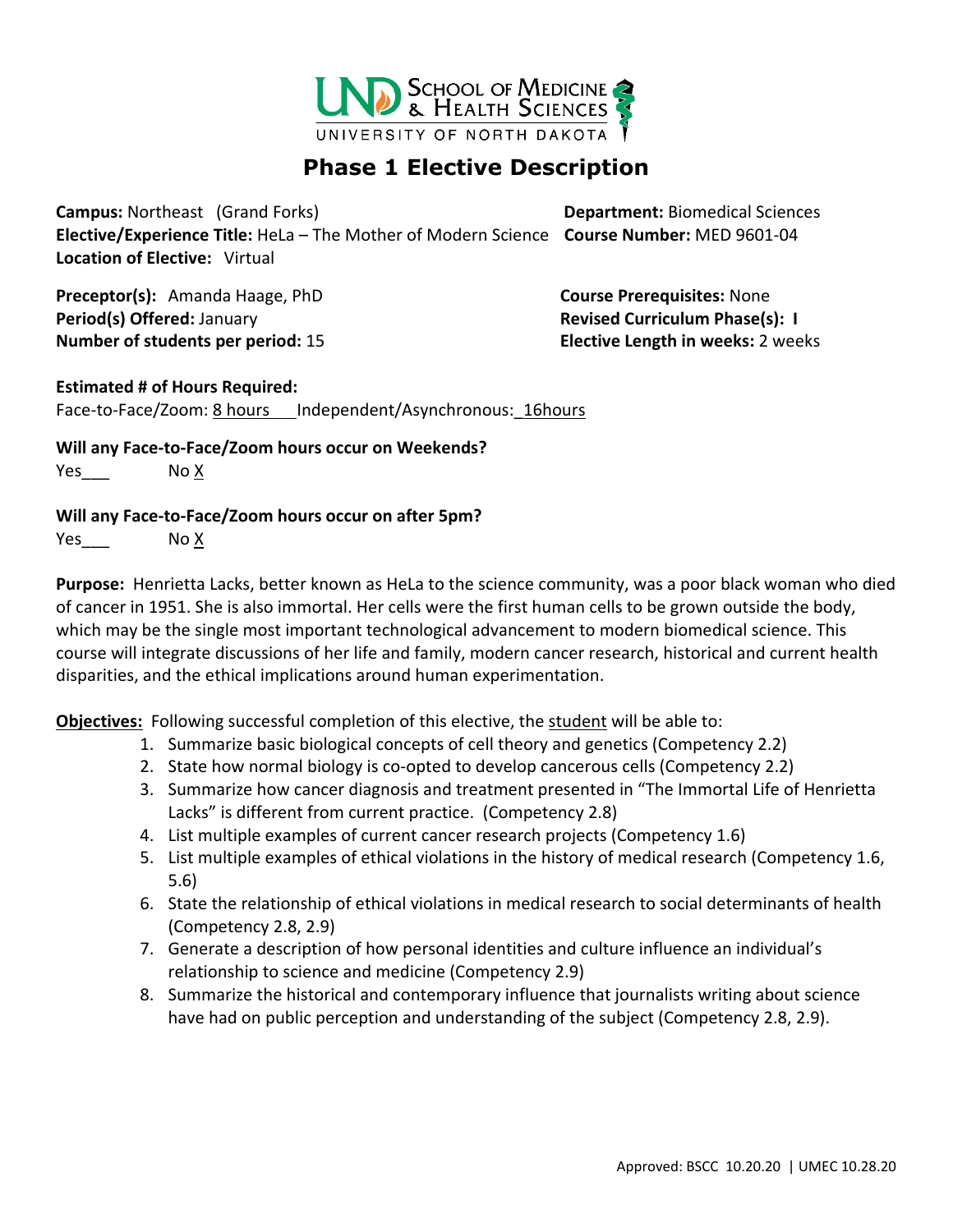# Phase 1 Elective Description

**Campus:** Northeast (Grand Forks)
**Department:** Biomedical Sciences
**Elective/Experience Title:** HeLa – The Mother of Modern Science
**Course Number:** MED 9601-04
**Location of Elective:** Virtual

**Preceptor(s):** Amanda Haage, PhD
**Course Prerequisites:** None
**Period(s) Offered:** January
**Revised Curriculum Phase(s): I**
**Number of students per period:** 15
**Elective Length in weeks:** 2 weeks

**Estimated # of Hours Required:**
Face-to-Face/Zoom: 8 hours Independent/Asynchronous: 16hours

**Will any Face-to-Face/Zoom hours occur on Weekends?**
Yes___ No X

**Will any Face-to-Face/Zoom hours occur on after 5pm?**
Yes___ No X

**Purpose:** Henrietta Lacks, better known as HeLa to the science community, was a poor black woman who died of cancer in 1951. She is also immortal. Her cells were the first human cells to be grown outside the body, which may be the single most important technological advancement to modern biomedical science. This course will integrate discussions of her life and family, modern cancer research, historical and current health disparities, and the ethical implications around human experimentation.

**Objectives:** Following successful completion of this elective, the student will be able to:

1. Summarize basic biological concepts of cell theory and genetics (Competency 2.2)
2. State how normal biology is co-opted to develop cancerous cells (Competency 2.2)
3. Summarize how cancer diagnosis and treatment presented in "The Immortal Life of Henrietta Lacks" is different from current practice. (Competency 2.8)
4. List multiple examples of current cancer research projects (Competency 1.6)
5. List multiple examples of ethical violations in the history of medical research (Competency 1.6, 5.6)
6. State the relationship of ethical violations in medical research to social determinants of health (Competency 2.8, 2.9)
7. Generate a description of how personal identities and culture influence an individual's relationship to science and medicine (Competency 2.9)
8. Summarize the historical and contemporary influence that journalists writing about science have had on public perception and understanding of the subject (Competency 2.8, 2.9).

Approved: BSCC 10.20.20 | UMEC 10.28.20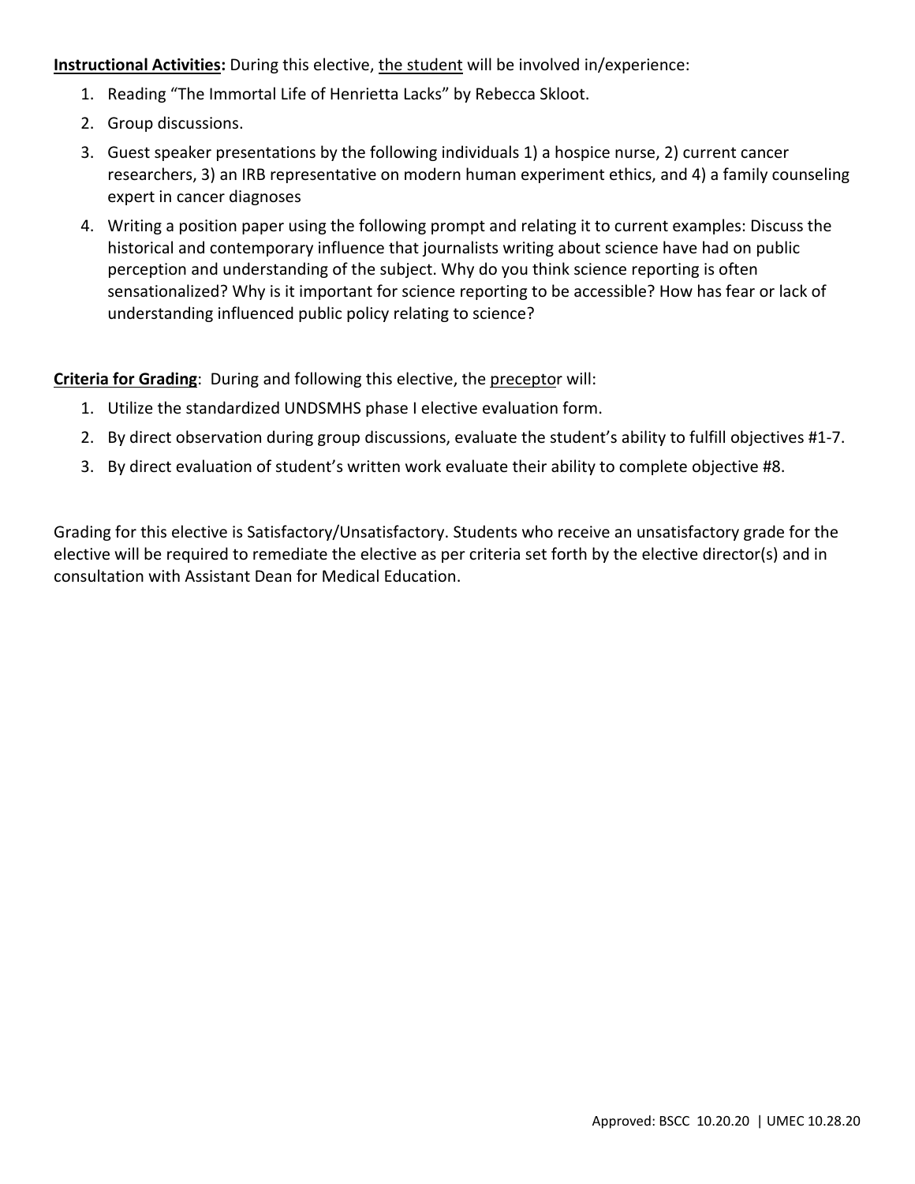**<u>Instructional Activities</u>:** During this elective, <u>the student</u> will be involved in/experience:

1. Reading "The Immortal Life of Henrietta Lacks" by Rebecca Skloot.
2. Group discussions.
3. Guest speaker presentations by the following individuals 1) a hospice nurse, 2) current cancer researchers, 3) an IRB representative on modern human experiment ethics, and 4) a family counseling expert in cancer diagnoses
4. Writing a position paper using the following prompt and relating it to current examples: Discuss the historical and contemporary influence that journalists writing about science have had on public perception and understanding of the subject. Why do you think science reporting is often sensationalized? Why is it important for science reporting to be accessible? How has fear or lack of understanding influenced public policy relating to science?

**<u>Criteria for Grading</u>**: During and following this elective, the <u>preceptor</u> will:

1. Utilize the standardized UNDSMHS phase I elective evaluation form.
2. By direct observation during group discussions, evaluate the student's ability to fulfill objectives #1-7.
3. By direct evaluation of student's written work evaluate their ability to complete objective #8.

Grading for this elective is Satisfactory/Unsatisfactory. Students who receive an unsatisfactory grade for the elective will be required to remediate the elective as per criteria set forth by the elective director(s) and in consultation with Assistant Dean for Medical Education.

Approved: BSCC 10.20.20 | UMEC 10.28.20